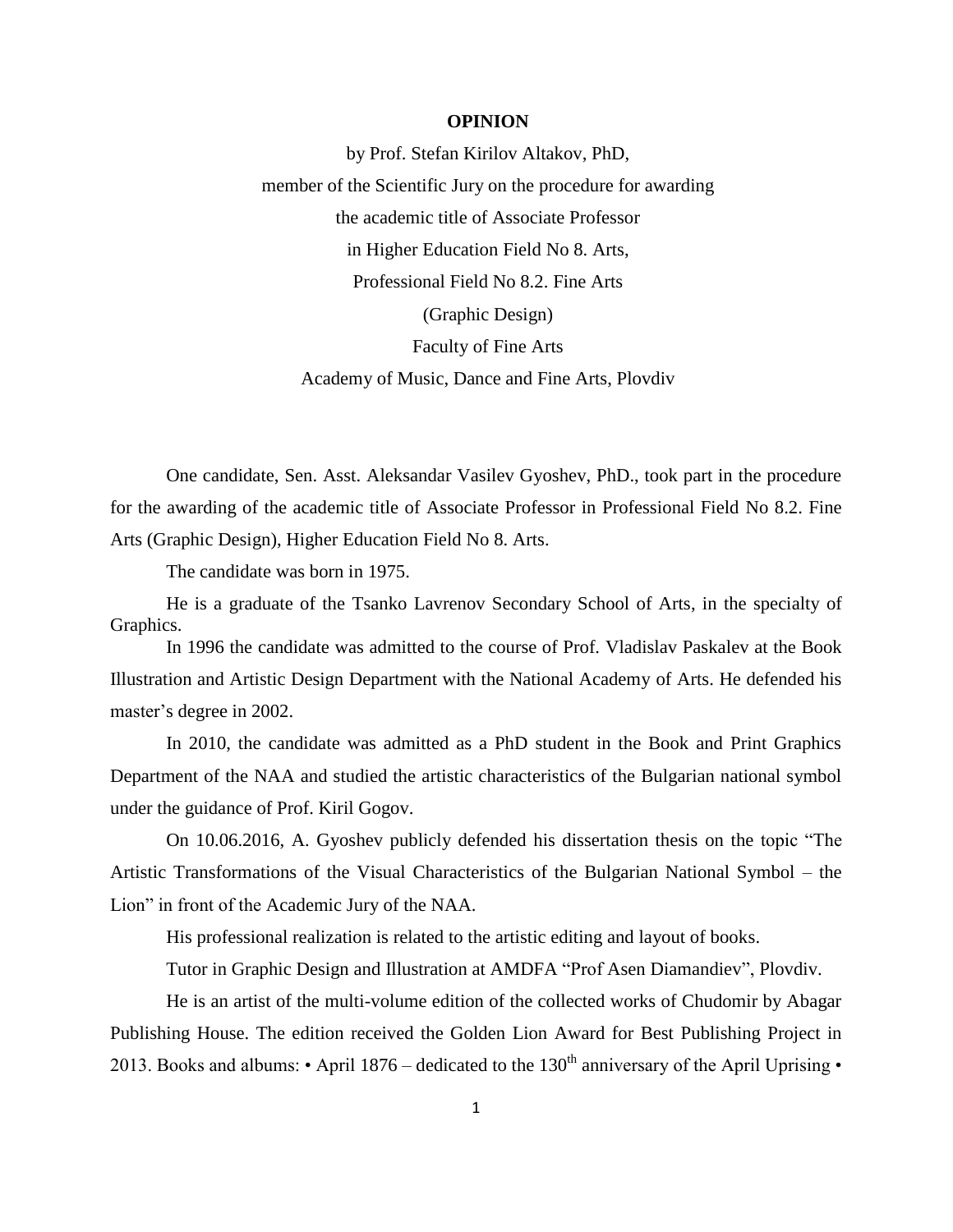**OPINION**

by Prof. Stefan Kirilov Altakov, PhD,

member of the Scientific Jury on the procedure for awarding

the academic title of Associate Professor

in Higher Education Field No 8. Arts,

Professional Field No 8.2. Fine Arts

(Graphic Design)

Faculty of Fine Arts

Academy of Music, Dance and Fine Arts, Plovdiv

One candidate, Sen. Asst. Aleksandar Vasilev Gyoshev, PhD., took part in the procedure for the awarding of the academic title of Associate Professor in Professional Field No 8.2. Fine Arts (Graphic Design), Higher Education Field No 8. Arts.

The candidate was born in 1975.

He is a graduate of the Tsanko Lavrenov Secondary School of Arts, in the specialty of Graphics.

In 1996 the candidate was admitted to the course of Prof. Vladislav Paskalev at the Book Illustration and Artistic Design Department with the National Academy of Arts. He defended his master's degree in 2002.

In 2010, the candidate was admitted as a PhD student in the Book and Print Graphics Department of the NAA and studied the artistic characteristics of the Bulgarian national symbol under the guidance of Prof. Kiril Gogov.

On 10.06.2016, A. Gyoshev publicly defended his dissertation thesis on the topic "The Artistic Transformations of the Visual Characteristics of the Bulgarian National Symbol – the Lion" in front of the Academic Jury of the NAA.

His professional realization is related to the artistic editing and layout of books.

Tutor in Graphic Design and Illustration at AMDFA "Prof Asen Diamandiev", Plovdiv.

He is an artist of the multi-volume edition of the collected works of Chudomir by Abagar Publishing House. The edition received the Golden Lion Award for Best Publishing Project in 2013. Books and albums: • April 1876 – dedicated to the 130th anniversary of the April Uprising •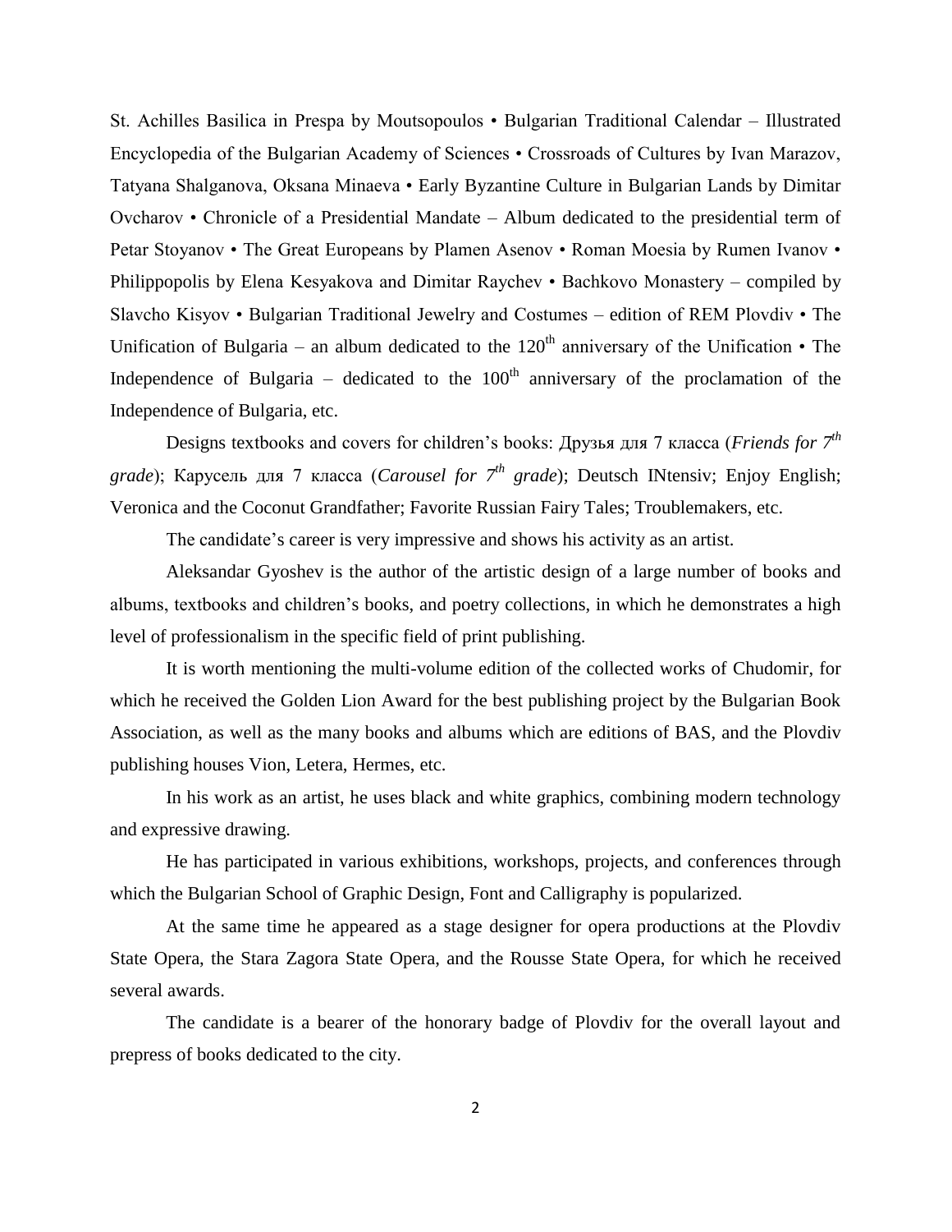St. Achilles Basilica in Prespa by Moutsopoulos • Bulgarian Traditional Calendar – Illustrated Encyclopedia of the Bulgarian Academy of Sciences • Crossroads of Cultures by Ivan Marazov, Tatyana Shalganova, Oksana Minaeva • Early Byzantine Culture in Bulgarian Lands by Dimitar Ovcharov • Chronicle of a Presidential Mandate – Album dedicated to the presidential term of Petar Stoyanov • The Great Europeans by Plamen Asenov • Roman Moesia by Rumen Ivanov • Philippopolis by Elena Kesyakova and Dimitar Raychev • Bachkovo Monastery – compiled by Slavcho Kisyov • Bulgarian Traditional Jewelry and Costumes – edition of REM Plovdiv • The Unification of Bulgaria – an album dedicated to the 120th anniversary of the Unification • The Independence of Bulgaria – dedicated to the 100th anniversary of the proclamation of the Independence of Bulgaria, etc.

Designs textbooks and covers for children's books: Друзья для 7 класса (*Friends for 7th grade*); Карусель для 7 класса (*Carousel for 7th grade*); Deutsch INtensiv; Enjoy English; Veronica and the Coconut Grandfather; Favorite Russian Fairy Tales; Troublemakers, etc.

The candidate's career is very impressive and shows his activity as an artist.

Aleksandar Gyoshev is the author of the artistic design of a large number of books and albums, textbooks and children's books, and poetry collections, in which he demonstrates a high level of professionalism in the specific field of print publishing.

It is worth mentioning the multi-volume edition of the collected works of Chudomir, for which he received the Golden Lion Award for the best publishing project by the Bulgarian Book Association, as well as the many books and albums which are editions of BAS, and the Plovdiv publishing houses Vion, Letera, Hermes, etc.

In his work as an artist, he uses black and white graphics, combining modern technology and expressive drawing.

He has participated in various exhibitions, workshops, projects, and conferences through which the Bulgarian School of Graphic Design, Font and Calligraphy is popularized.

At the same time he appeared as a stage designer for opera productions at the Plovdiv State Opera, the Stara Zagora State Opera, and the Rousse State Opera, for which he received several awards.

The candidate is a bearer of the honorary badge of Plovdiv for the overall layout and prepress of books dedicated to the city.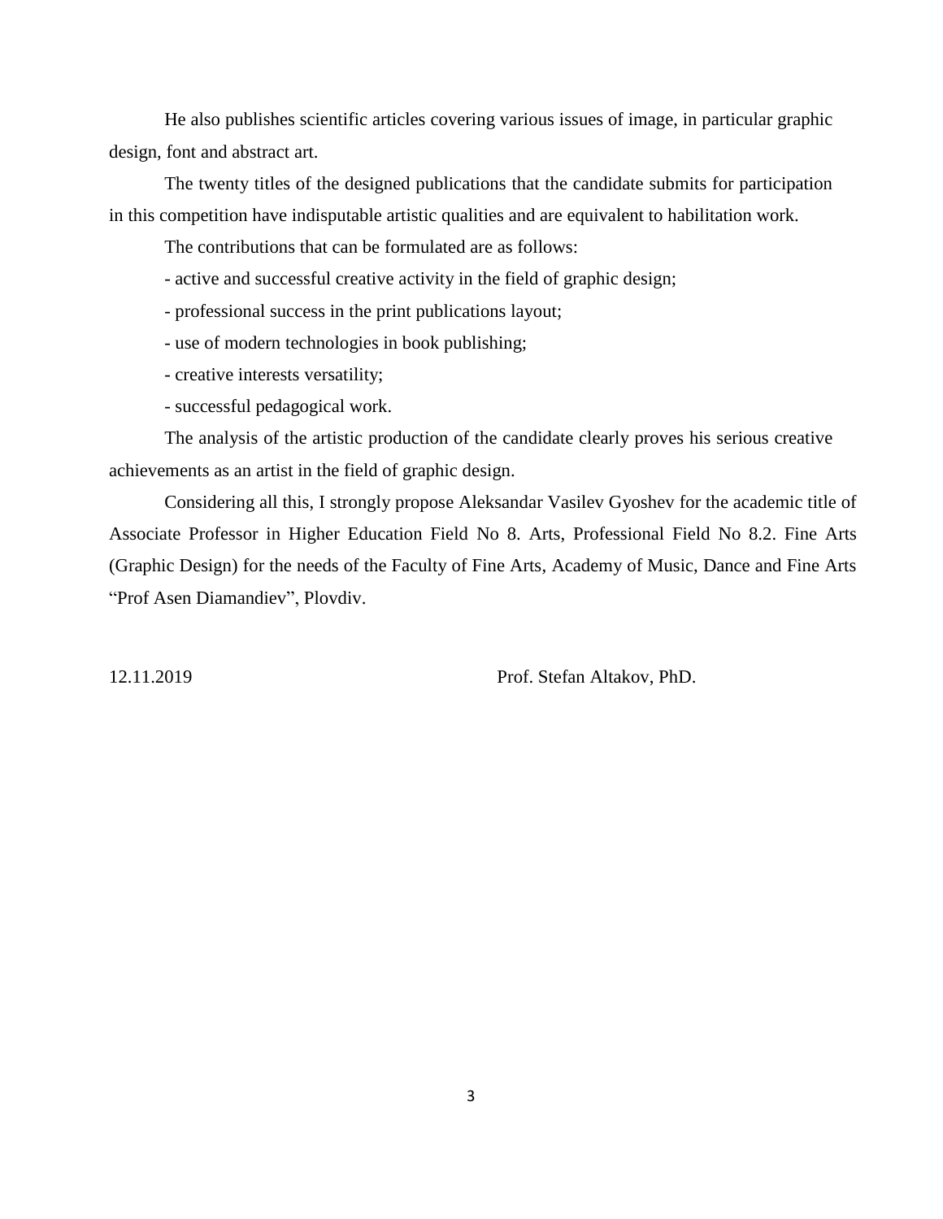He also publishes scientific articles covering various issues of image, in particular graphic design, font and abstract art.

The twenty titles of the designed publications that the candidate submits for participation in this competition have indisputable artistic qualities and are equivalent to habilitation work.

The contributions that can be formulated are as follows:

- active and successful creative activity in the field of graphic design;
- professional success in the print publications layout;
- use of modern technologies in book publishing;
- creative interests versatility;
- successful pedagogical work.

The analysis of the artistic production of the candidate clearly proves his serious creative achievements as an artist in the field of graphic design.

Considering all this, I strongly propose Aleksandar Vasilev Gyoshev for the academic title of Associate Professor in Higher Education Field No 8. Arts, Professional Field No 8.2. Fine Arts (Graphic Design) for the needs of the Faculty of Fine Arts, Academy of Music, Dance and Fine Arts "Prof Asen Diamandiev", Plovdiv.

12.11.2019 Prof. Stefan Altakov, PhD.